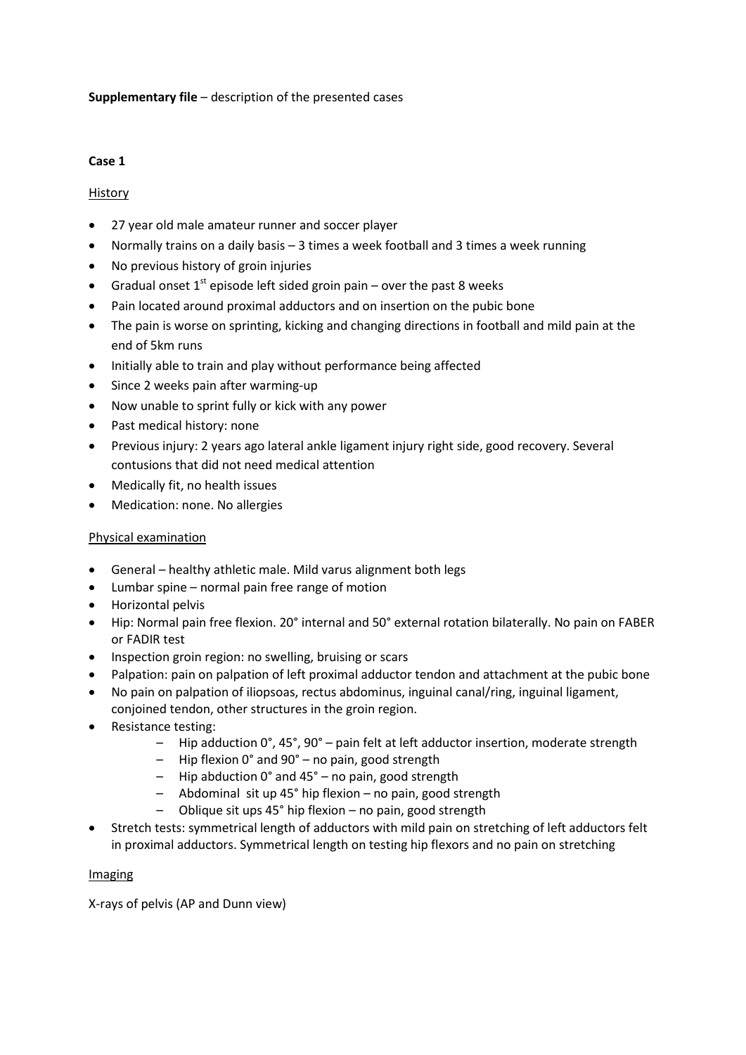**Supplementary file** – description of the presented cases

**Case 1**

History

- 27 year old male amateur runner and soccer player
- Normally trains on a daily basis – 3 times a week football and 3 times a week running
- No previous history of groin injuries
- Gradual onset 1st episode left sided groin pain – over the past 8 weeks
- Pain located around proximal adductors and on insertion on the pubic bone
- The pain is worse on sprinting, kicking and changing directions in football and mild pain at the end of 5km runs
- Initially able to train and play without performance being affected
- Since 2 weeks pain after warming-up
- Now unable to sprint fully or kick with any power
- Past medical history: none
- Previous injury: 2 years ago lateral ankle ligament injury right side, good recovery. Several contusions that did not need medical attention
- Medically fit, no health issues
- Medication: none. No allergies

Physical examination

- General – healthy athletic male. Mild varus alignment both legs
- Lumbar spine – normal pain free range of motion
- Horizontal pelvis
- Hip: Normal pain free flexion. 20° internal and 50° external rotation bilaterally. No pain on FABER or FADIR test
- Inspection groin region: no swelling, bruising or scars
- Palpation: pain on palpation of left proximal adductor tendon and attachment at the pubic bone
- No pain on palpation of iliopsoas, rectus abdominus, inguinal canal/ring, inguinal ligament, conjoined tendon, other structures in the groin region.
- Resistance testing:
  - Hip adduction 0°, 45°, 90° – pain felt at left adductor insertion, moderate strength
  - Hip flexion 0° and 90° – no pain, good strength
  - Hip abduction 0° and 45° – no pain, good strength
  - Abdominal sit up 45° hip flexion – no pain, good strength
  - Oblique sit ups 45° hip flexion – no pain, good strength
- Stretch tests: symmetrical length of adductors with mild pain on stretching of left adductors felt in proximal adductors. Symmetrical length on testing hip flexors and no pain on stretching

Imaging

X-rays of pelvis (AP and Dunn view)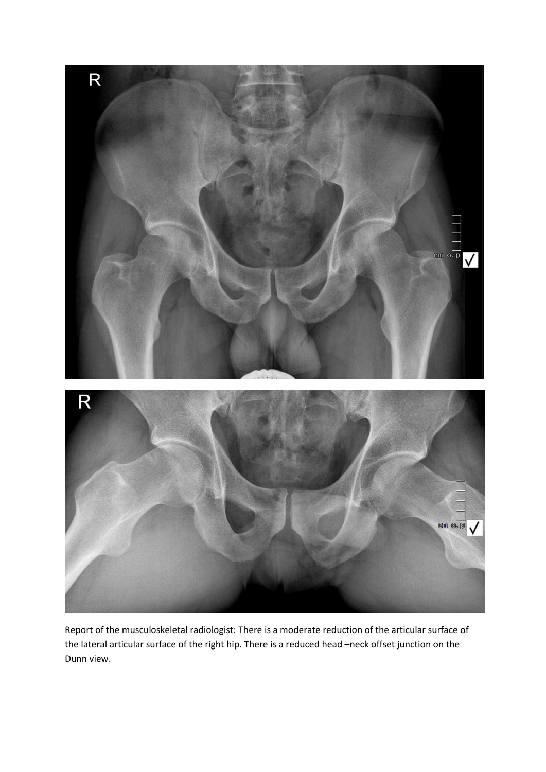Report of the musculoskeletal radiologist: There is a moderate reduction of the articular surface of the lateral articular surface of the right hip. There is a reduced head –neck offset junction on the Dunn view.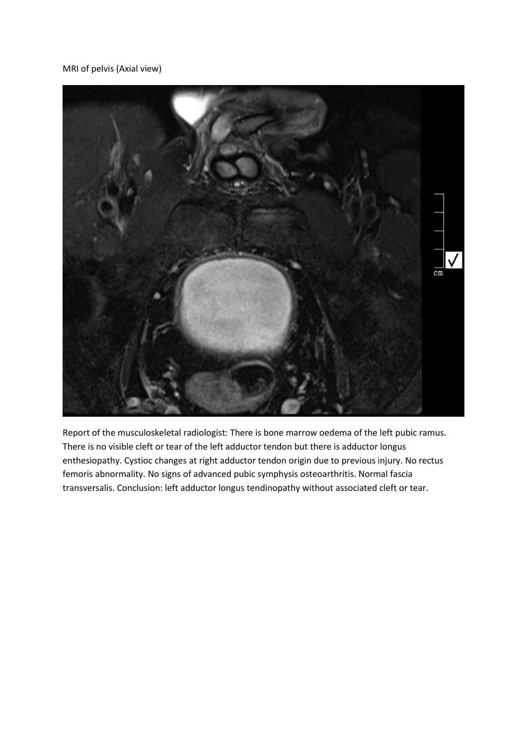MRI of pelvis (Axial view)

Report of the musculoskeletal radiologist: There is bone marrow oedema of the left pubic ramus. There is no visible cleft or tear of the left adductor tendon but there is adductor longus enthesiopathy. Cystioc changes at right adductor tendon origin due to previous injury. No rectus femoris abnormality. No signs of advanced pubic symphysis osteoarthritis. Normal fascia transversalis. Conclusion: left adductor longus tendinopathy without associated cleft or tear.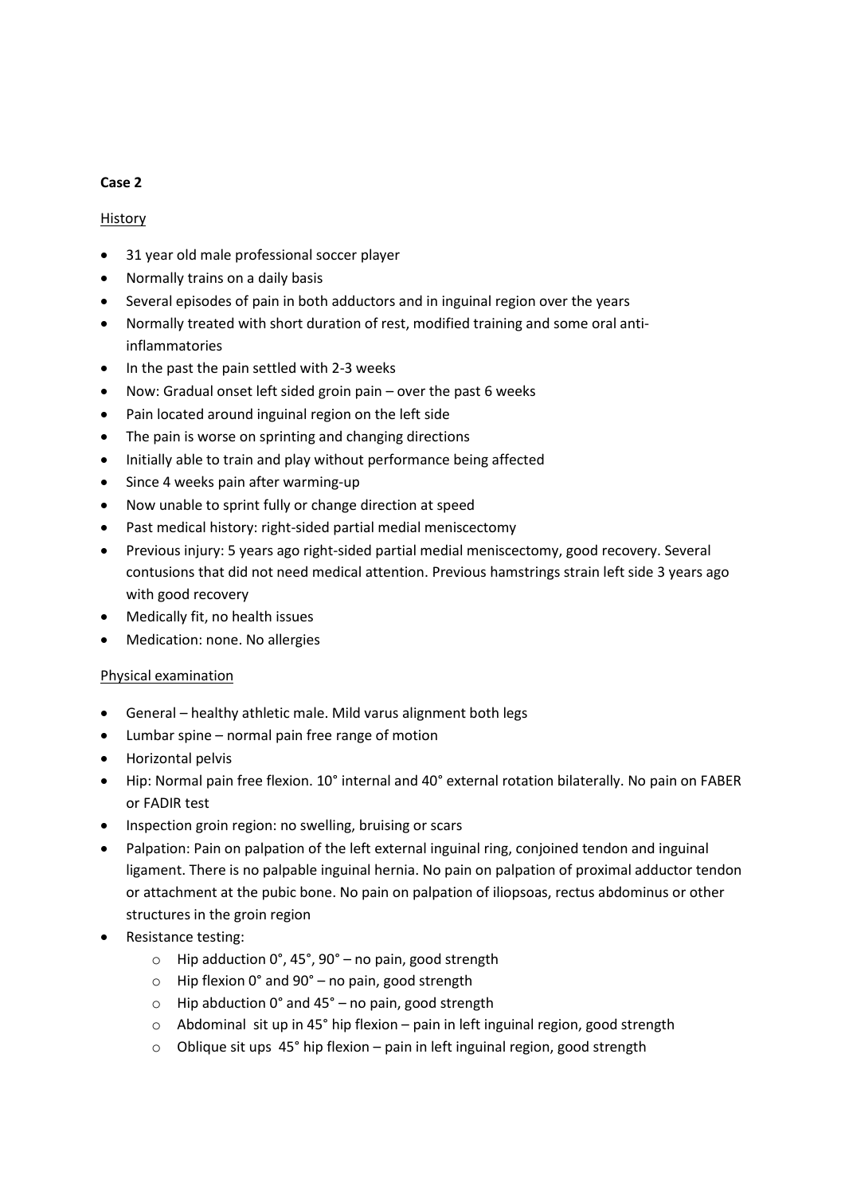**Case 2**

History

- 31 year old male professional soccer player
- Normally trains on a daily basis
- Several episodes of pain in both adductors and in inguinal region over the years
- Normally treated with short duration of rest, modified training and some oral anti-inflammatories
- In the past the pain settled with 2-3 weeks
- Now: Gradual onset left sided groin pain – over the past 6 weeks
- Pain located around inguinal region on the left side
- The pain is worse on sprinting and changing directions
- Initially able to train and play without performance being affected
- Since 4 weeks pain after warming-up
- Now unable to sprint fully or change direction at speed
- Past medical history: right-sided partial medial meniscectomy
- Previous injury: 5 years ago right-sided partial medial meniscectomy, good recovery. Several contusions that did not need medical attention. Previous hamstrings strain left side 3 years ago with good recovery
- Medically fit, no health issues
- Medication: none. No allergies

Physical examination

- General – healthy athletic male. Mild varus alignment both legs
- Lumbar spine – normal pain free range of motion
- Horizontal pelvis
- Hip: Normal pain free flexion. 10° internal and 40° external rotation bilaterally. No pain on FABER or FADIR test
- Inspection groin region: no swelling, bruising or scars
- Palpation: Pain on palpation of the left external inguinal ring, conjoined tendon and inguinal ligament. There is no palpable inguinal hernia. No pain on palpation of proximal adductor tendon or attachment at the pubic bone. No pain on palpation of iliopsoas, rectus abdominus or other structures in the groin region
- Resistance testing:
  - Hip adduction 0°, 45°, 90° – no pain, good strength
  - Hip flexion 0° and 90° – no pain, good strength
  - Hip abduction 0° and 45° – no pain, good strength
  - Abdominal sit up in 45° hip flexion – pain in left inguinal region, good strength
  - Oblique sit ups 45° hip flexion – pain in left inguinal region, good strength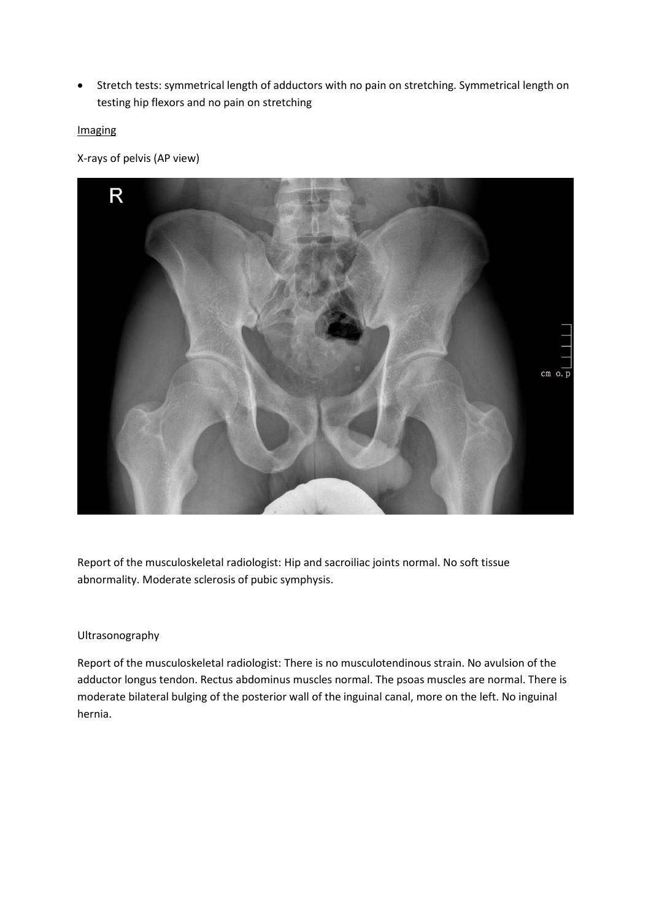- Stretch tests: symmetrical length of adductors with no pain on stretching. Symmetrical length on testing hip flexors and no pain on stretching

Imaging

X-rays of pelvis (AP view)

Report of the musculoskeletal radiologist: Hip and sacroiliac joints normal. No soft tissue abnormality. Moderate sclerosis of pubic symphysis.

Ultrasonography

Report of the musculoskeletal radiologist: There is no musculotendinous strain. No avulsion of the adductor longus tendon. Rectus abdominus muscles normal. The psoas muscles are normal. There is moderate bilateral bulging of the posterior wall of the inguinal canal, more on the left. No inguinal hernia.